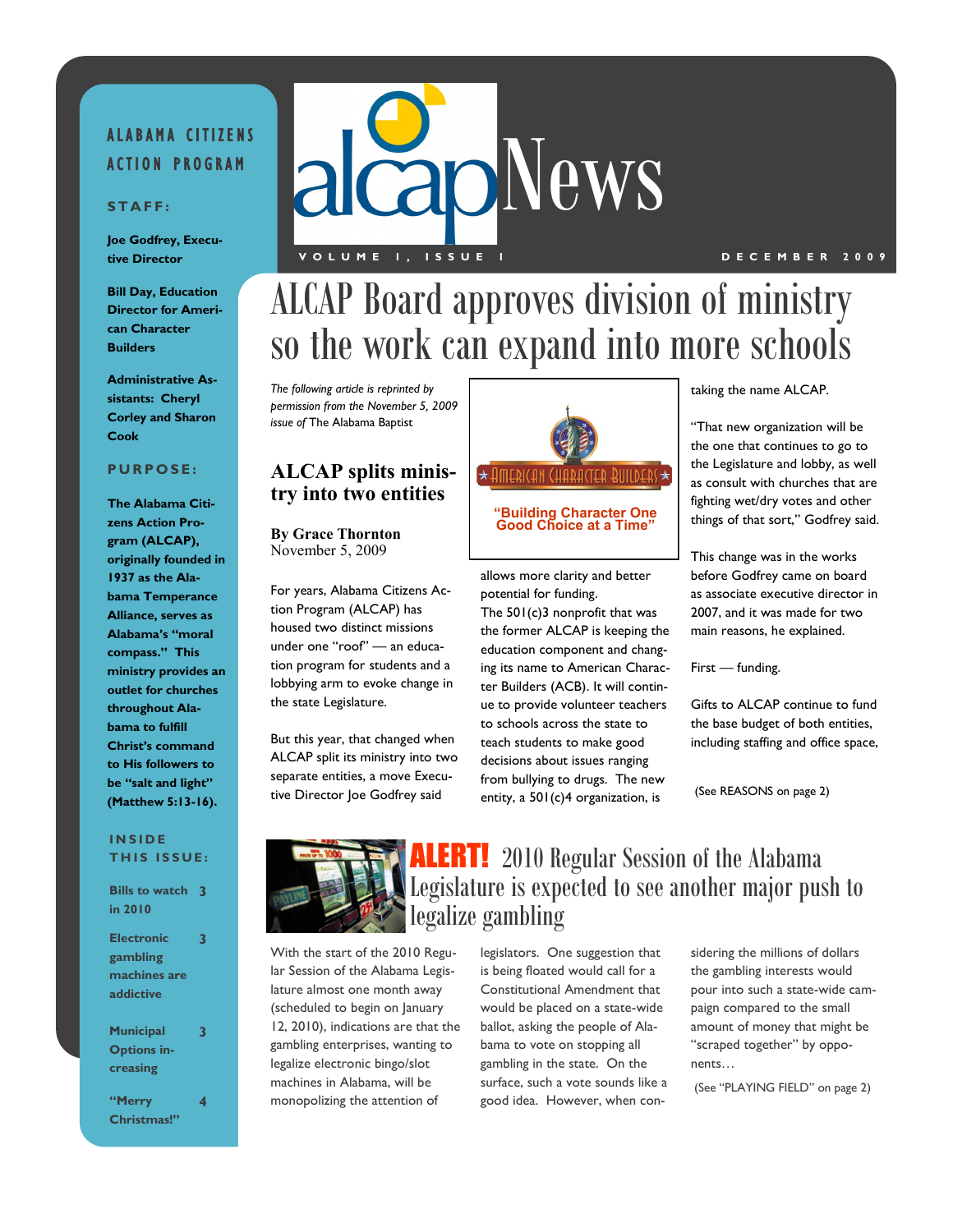# alcapNews

VOLUME 1, ISSUE 1 — DECEMBER 2009

**ALABAMA CITIZENS ACTION PROGRAM**

**STAFF:**

**Joe Godfrey, Executive Director**

**Bill Day, Education Director for American Character Builders**

**Administrative Assistants: Cheryl Corley and Sharon Cook**

**PURPOSE:**

**The Alabama Citizens Action Program (ALCAP), originally founded in 1937 as the Alabama Temperance Alliance, serves as Alabama's "moral compass." This ministry provides an outlet for churches throughout Alabama to fulfill Christ's command to His followers to be "salt and light" (Matthew 5:13-16).**

**INSIDE THIS ISSUE:**

| | |
|---|---|
| Bills to watch in 2010 | 3 |
| Electronic gambling machines are addictive | 3 |
| Municipal Options increasing | 3 |
| "Merry Christmas!" | 4 |

# ALCAP Board approves division of ministry so the work can expand into more schools

*The following article is reprinted by permission from the November 5, 2009 issue of* The Alabama Baptist

## ALCAP splits ministry into two entities

**By Grace Thornton**
November 5, 2009

For years, Alabama Citizens Action Program (ALCAP) has housed two distinct missions under one "roof" — an education program for students and a lobbying arm to evoke change in the state Legislature.

But this year, that changed when ALCAP split its ministry into two separate entities, a move Executive Director Joe Godfrey said allows more clarity and better potential for funding.

The 501(c)3 nonprofit that was the former ALCAP is keeping the education component and changing its name to American Character Builders (ACB). It will continue to provide volunteer teachers to schools across the state to teach students to make good decisions about issues ranging from bullying to drugs. The new entity, a 501(c)4 organization, is taking the name ALCAP.

AMERICAN CHARACTER BUILDERS

"Building Character One Good Choice at a Time"

"That new organization will be the one that continues to go to the Legislature and lobby, as well as consult with churches that are fighting wet/dry votes and other things of that sort," Godfrey said.

This change was in the works before Godfrey came on board as associate executive director in 2007, and it was made for two main reasons, he explained.

First — funding.

Gifts to ALCAP continue to fund the base budget of both entities, including staffing and office space,

(See REASONS on page 2)

## ALERT! 2010 Regular Session of the Alabama Legislature is expected to see another major push to legalize gambling

With the start of the 2010 Regular Session of the Alabama Legislature almost one month away (scheduled to begin on January 12, 2010), indications are that the gambling enterprises, wanting to legalize electronic bingo/slot machines in Alabama, will be monopolizing the attention of legislators. One suggestion that is being floated would call for a Constitutional Amendment that would be placed on a state-wide ballot, asking the people of Alabama to vote on stopping all gambling in the state. On the surface, such a vote sounds like a good idea. However, when considering the millions of dollars the gambling interests would pour into such a state-wide campaign compared to the small amount of money that might be "scraped together" by opponents…

(See "PLAYING FIELD" on page 2)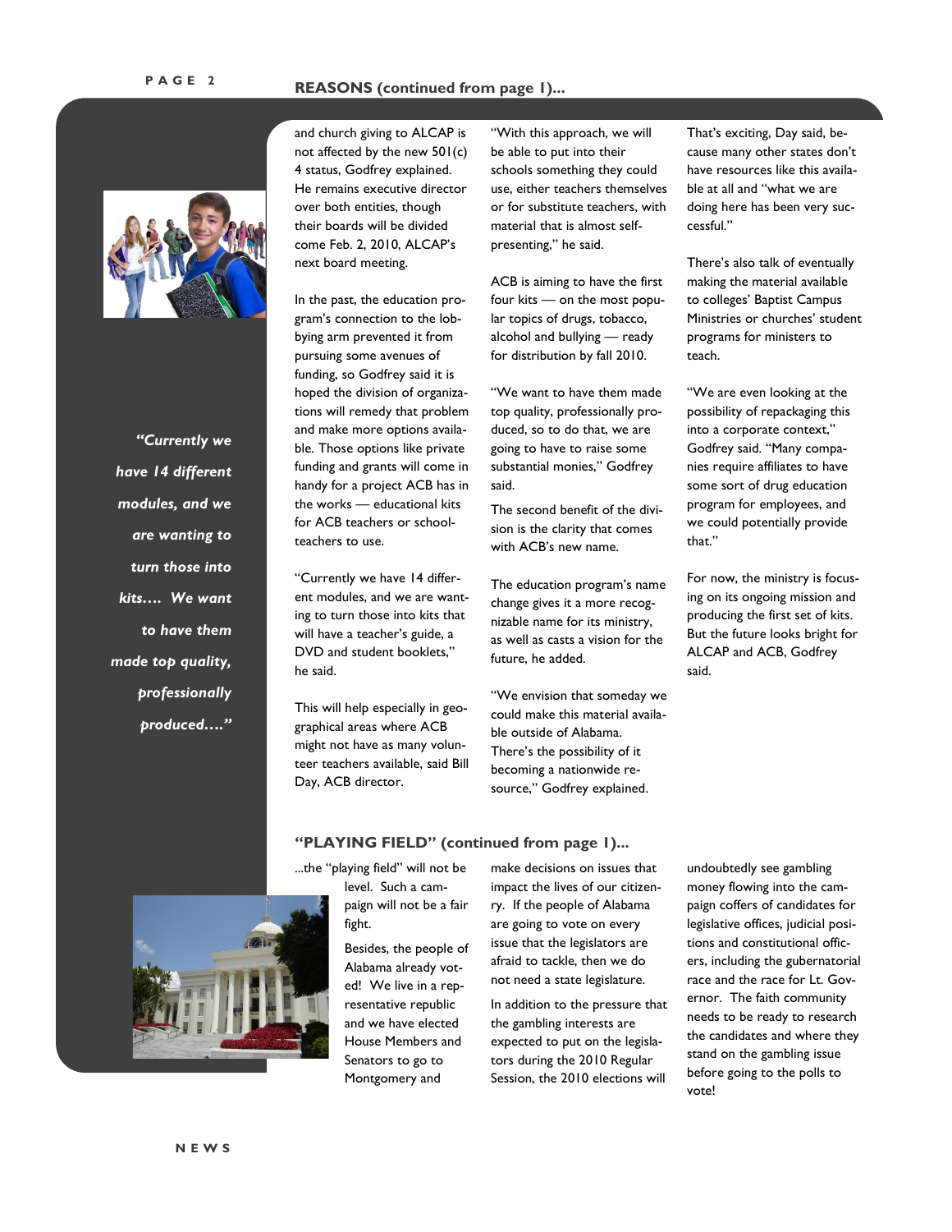## REASONS (continued from page 1)...

and church giving to ALCAP is not affected by the new 501(c) 4 status, Godfrey explained. He remains executive director over both entities, though their boards will be divided come Feb. 2, 2010, ALCAP's next board meeting.

In the past, the education program's connection to the lobbying arm prevented it from pursuing some avenues of funding, so Godfrey said it is hoped the division of organizations will remedy that problem and make more options available. Those options like private funding and grants will come in handy for a project ACB has in the works — educational kits for ACB teachers or schoolteachers to use.

"Currently we have 14 different modules, and we are wanting to turn those into kits that will have a teacher's guide, a DVD and student booklets," he said.

This will help especially in geographical areas where ACB might not have as many volunteer teachers available, said Bill Day, ACB director.

"With this approach, we will be able to put into their schools something they could use, either teachers themselves or for substitute teachers, with material that is almost self-presenting," he said.

ACB is aiming to have the first four kits — on the most popular topics of drugs, tobacco, alcohol and bullying — ready for distribution by fall 2010.

"We want to have them made top quality, professionally produced, so to do that, we are going to have to raise some substantial monies," Godfrey said.

The second benefit of the division is the clarity that comes with ACB's new name.

The education program's name change gives it a more recognizable name for its ministry, as well as casts a vision for the future, he added.

"We envision that someday we could make this material available outside of Alabama. There's the possibility of it becoming a nationwide resource," Godfrey explained.

That's exciting, Day said, because many other states don't have resources like this available at all and "what we are doing here has been very successful."

There's also talk of eventually making the material available to colleges' Baptist Campus Ministries or churches' student programs for ministers to teach.

"We are even looking at the possibility of repackaging this into a corporate context," Godfrey said. "Many companies require affiliates to have some sort of drug education program for employees, and we could potentially provide that."

For now, the ministry is focusing on its ongoing mission and producing the first set of kits. But the future looks bright for ALCAP and ACB, Godfrey said.

> ***"Currently we have 14 different modules, and we are wanting to turn those into kits.... We want to have them made top quality, professionally produced...."***

## "PLAYING FIELD" (continued from page 1)...

...the "playing field" will not be level. Such a campaign will not be a fair fight.

Besides, the people of Alabama already voted! We live in a representative republic and we have elected House Members and Senators to go to Montgomery and make decisions on issues that impact the lives of our citizenry. If the people of Alabama are going to vote on every issue that the legislators are afraid to tackle, then we do not need a state legislature.

In addition to the pressure that the gambling interests are expected to put on the legislators during the 2010 Regular Session, the 2010 elections will undoubtedly see gambling money flowing into the campaign coffers of candidates for legislative offices, judicial positions and constitutional officers, including the gubernatorial race and the race for Lt. Governor. The faith community needs to be ready to research the candidates and where they stand on the gambling issue before going to the polls to vote!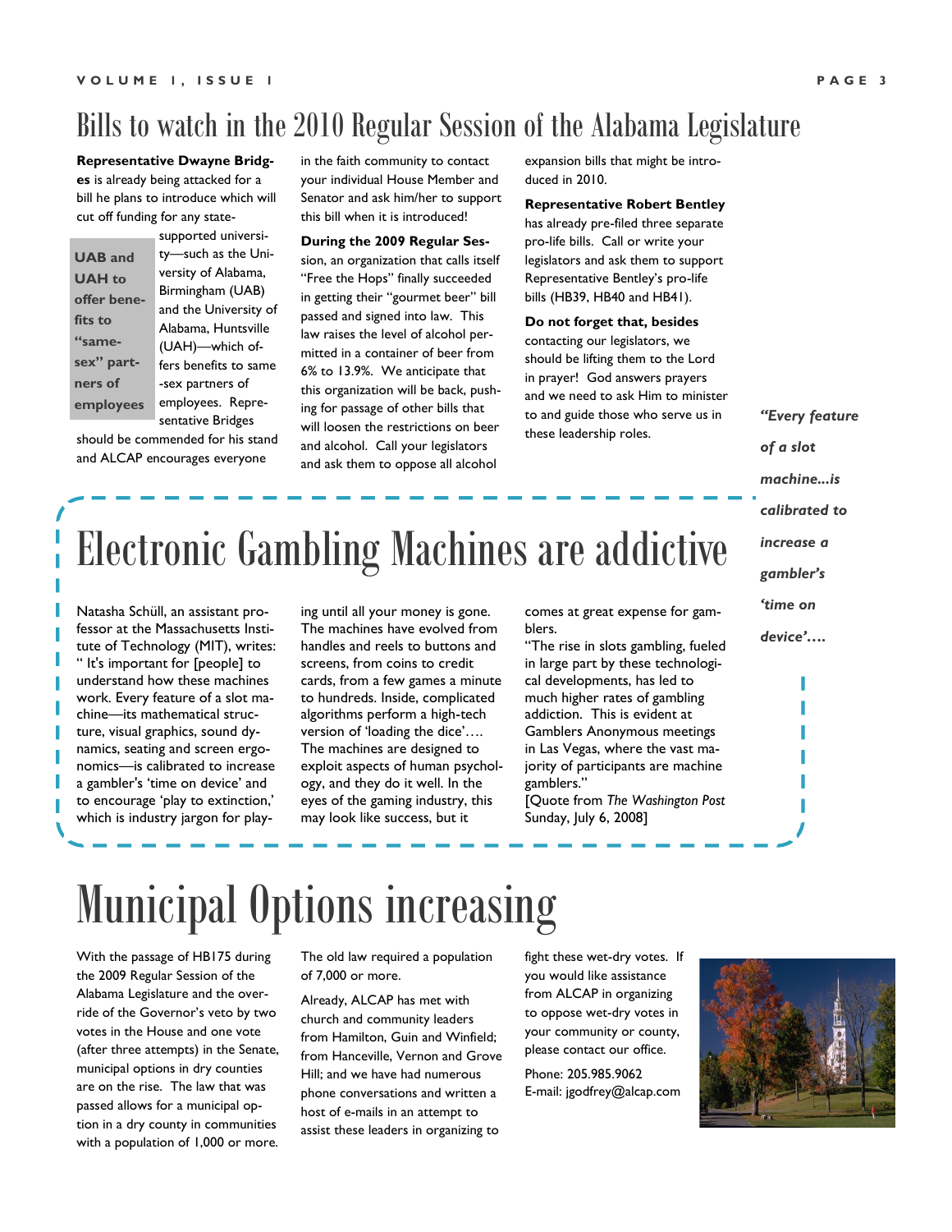# Bills to watch in the 2010 Regular Session of the Alabama Legislature

**Representative Dwayne Bridges** is already being attacked for a bill he plans to introduce which will cut off funding for any state-supported university—such as the University of Alabama, Birmingham (UAB) and the University of Alabama, Huntsville (UAH)—which offers benefits to same-sex partners of employees. Representative Bridges should be commended for his stand and ALCAP encourages everyone in the faith community to contact your individual House Member and Senator and ask him/her to support this bill when it is introduced!

**UAB and UAH to offer benefits to "same-sex" partners of employees**

**During the 2009 Regular Session**, an organization that calls itself "Free the Hops" finally succeeded in getting their "gourmet beer" bill passed and signed into law. This law raises the level of alcohol permitted in a container of beer from 6% to 13.9%. We anticipate that this organization will be back, pushing for passage of other bills that will loosen the restrictions on beer and alcohol. Call your legislators and ask them to oppose all alcohol expansion bills that might be introduced in 2010.

**Representative Robert Bentley** has already pre-filed three separate pro-life bills. Call or write your legislators and ask them to support Representative Bentley's pro-life bills (HB39, HB40 and HB41).

**Do not forget that, besides** contacting our legislators, we should be lifting them to the Lord in prayer! God answers prayers and we need to ask Him to minister to and guide those who serve us in these leadership roles.

# Electronic Gambling Machines are addictive

Natasha Schüll, an assistant professor at the Massachusetts Institute of Technology (MIT), writes: " It's important for [people] to understand how these machines work. Every feature of a slot machine—its mathematical structure, visual graphics, sound dynamics, seating and screen ergonomics—is calibrated to increase a gambler's 'time on device' and to encourage 'play to extinction,' which is industry jargon for playing until all your money is gone. The machines have evolved from handles and reels to buttons and screens, from coins to credit cards, from a few games a minute to hundreds. Inside, complicated algorithms perform a high-tech version of 'loading the dice'…. The machines are designed to exploit aspects of human psychology, and they do it well. In the eyes of the gaming industry, this may look like success, but it comes at great expense for gamblers.

"The rise in slots gambling, fueled in large part by these technological developments, has led to much higher rates of gambling addiction. This is evident at Gamblers Anonymous meetings in Las Vegas, where the vast majority of participants are machine gamblers."

[Quote from *The Washington Post* Sunday, July 6, 2008]

***"Every feature of a slot machine…is calibrated to increase a gambler's 'time on device'….***

# Municipal Options increasing

With the passage of HB175 during the 2009 Regular Session of the Alabama Legislature and the override of the Governor's veto by two votes in the House and one vote (after three attempts) in the Senate, municipal options in dry counties are on the rise. The law that was passed allows for a municipal option in a dry county in communities with a population of 1,000 or more. The old law required a population of 7,000 or more.

Already, ALCAP has met with church and community leaders from Hamilton, Guin and Winfield; from Hanceville, Vernon and Grove Hill; and we have had numerous phone conversations and written a host of e-mails in an attempt to assist these leaders in organizing to fight these wet-dry votes. If you would like assistance from ALCAP in organizing to oppose wet-dry votes in your community or county, please contact our office.

Phone: 205.985.9062
E-mail: jgodfrey@alcap.com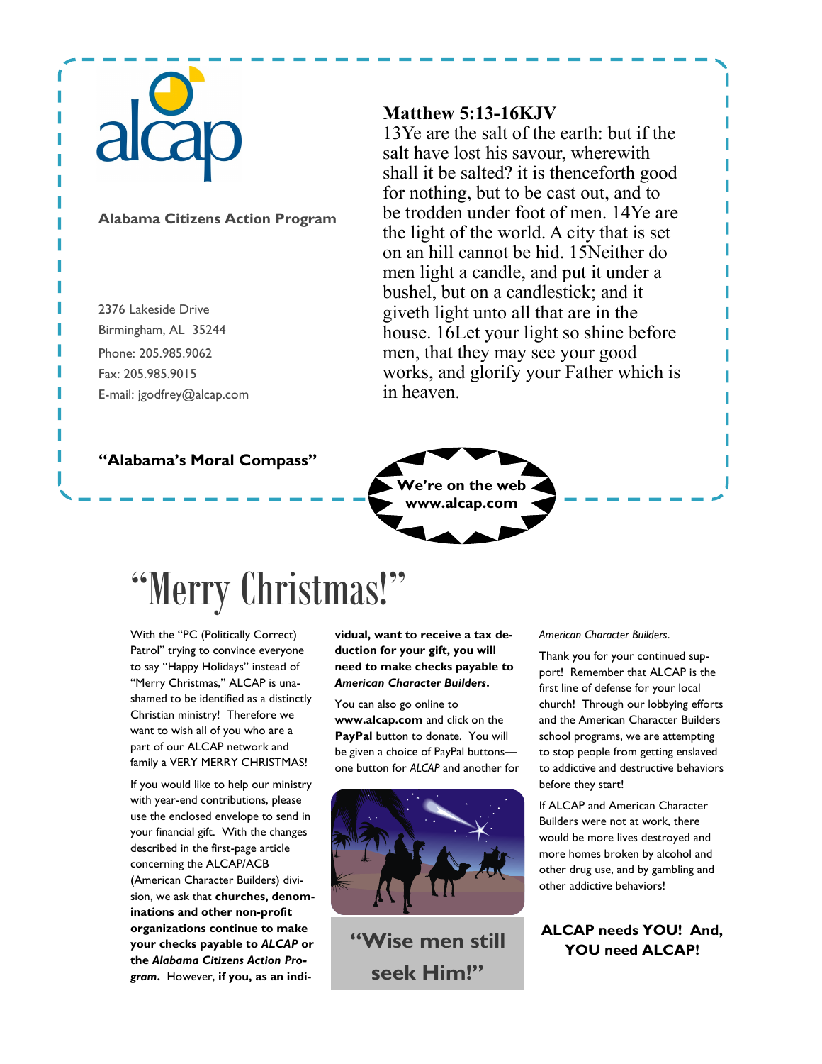alcap

**Alabama Citizens Action Program**

2376 Lakeside Drive
Birmingham, AL 35244
Phone: 205.985.9062
Fax: 205.985.9015
E-mail: jgodfrey@alcap.com

**"Alabama's Moral Compass"**

**Matthew 5:13-16KJV**

13Ye are the salt of the earth: but if the salt have lost his savour, wherewith shall it be salted? it is thenceforth good for nothing, but to be cast out, and to be trodden under foot of men. 14Ye are the light of the world. A city that is set on an hill cannot be hid. 15Neither do men light a candle, and put it under a bushel, but on a candlestick; and it giveth light unto all that are in the house. 16Let your light so shine before men, that they may see your good works, and glorify your Father which is in heaven.

**We're on the web**
**www.alcap.com**

# "Merry Christmas!"

With the "PC (Politically Correct) Patrol" trying to convince everyone to say "Happy Holidays" instead of "Merry Christmas," ALCAP is unashamed to be identified as a distinctly Christian ministry! Therefore we want to wish all of you who are a part of our ALCAP network and family a VERY MERRY CHRISTMAS!

If you would like to help our ministry with year-end contributions, please use the enclosed envelope to send in your financial gift. With the changes described in the first-page article concerning the ALCAP/ACB (American Character Builders) division, we ask that **churches, denominations and other non-profit organizations continue to make your checks payable to *ALCAP* or the *Alabama Citizens Action Program*.** However, **if you, as an individual, want to receive a tax deduction for your gift, you will need to make checks payable to *American Character Builders*.**

You can also go online to **www.alcap.com** and click on the **PayPal** button to donate. You will be given a choice of PayPal buttons—one button for *ALCAP* and another for *American Character Builders*.

**"Wise men still seek Him!"**

Thank you for your continued support! Remember that ALCAP is the first line of defense for your local church! Through our lobbying efforts and the American Character Builders school programs, we are attempting to stop people from getting enslaved to addictive and destructive behaviors before they start!

If ALCAP and American Character Builders were not at work, there would be more lives destroyed and more homes broken by alcohol and other drug use, and by gambling and other addictive behaviors!

**ALCAP needs YOU! And, YOU need ALCAP!**